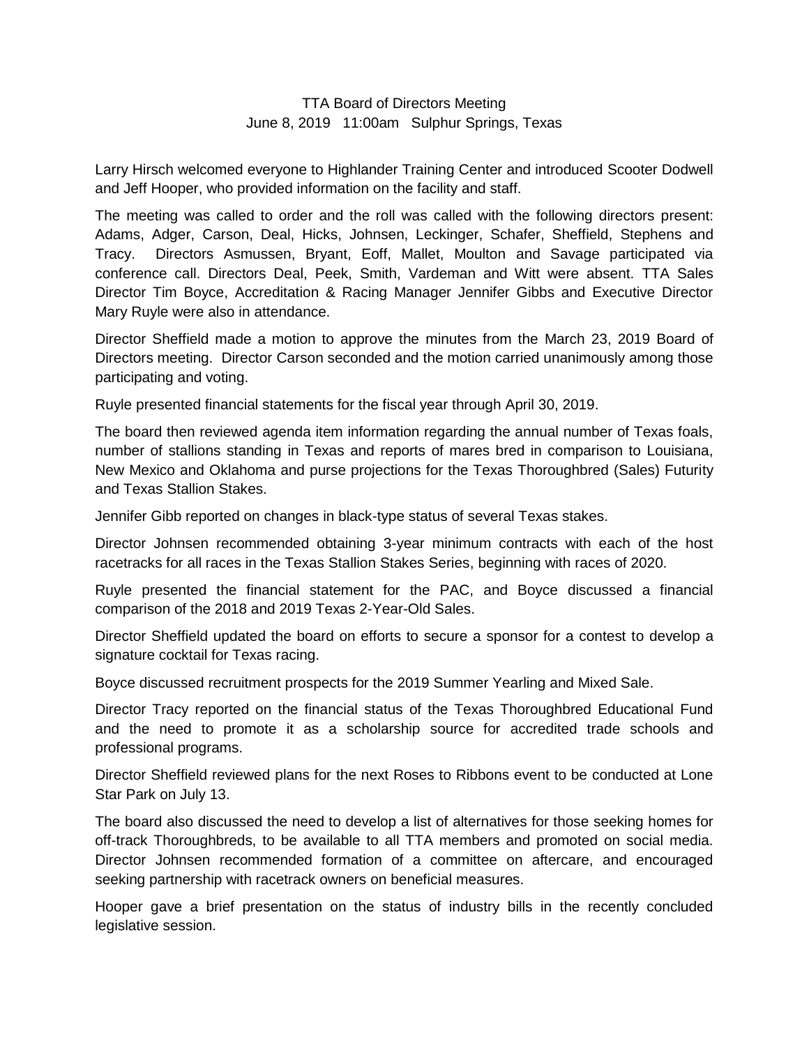TTA Board of Directors Meeting
June 8, 2019 11:00am Sulphur Springs, Texas

Larry Hirsch welcomed everyone to Highlander Training Center and introduced Scooter Dodwell and Jeff Hooper, who provided information on the facility and staff.

The meeting was called to order and the roll was called with the following directors present: Adams, Adger, Carson, Deal, Hicks, Johnsen, Leckinger, Schafer, Sheffield, Stephens and Tracy. Directors Asmussen, Bryant, Eoff, Mallet, Moulton and Savage participated via conference call. Directors Deal, Peek, Smith, Vardeman and Witt were absent. TTA Sales Director Tim Boyce, Accreditation & Racing Manager Jennifer Gibbs and Executive Director Mary Ruyle were also in attendance.

Director Sheffield made a motion to approve the minutes from the March 23, 2019 Board of Directors meeting. Director Carson seconded and the motion carried unanimously among those participating and voting.

Ruyle presented financial statements for the fiscal year through April 30, 2019.

The board then reviewed agenda item information regarding the annual number of Texas foals, number of stallions standing in Texas and reports of mares bred in comparison to Louisiana, New Mexico and Oklahoma and purse projections for the Texas Thoroughbred (Sales) Futurity and Texas Stallion Stakes.

Jennifer Gibb reported on changes in black-type status of several Texas stakes.

Director Johnsen recommended obtaining 3-year minimum contracts with each of the host racetracks for all races in the Texas Stallion Stakes Series, beginning with races of 2020.

Ruyle presented the financial statement for the PAC, and Boyce discussed a financial comparison of the 2018 and 2019 Texas 2-Year-Old Sales.

Director Sheffield updated the board on efforts to secure a sponsor for a contest to develop a signature cocktail for Texas racing.

Boyce discussed recruitment prospects for the 2019 Summer Yearling and Mixed Sale.

Director Tracy reported on the financial status of the Texas Thoroughbred Educational Fund and the need to promote it as a scholarship source for accredited trade schools and professional programs.

Director Sheffield reviewed plans for the next Roses to Ribbons event to be conducted at Lone Star Park on July 13.

The board also discussed the need to develop a list of alternatives for those seeking homes for off-track Thoroughbreds, to be available to all TTA members and promoted on social media. Director Johnsen recommended formation of a committee on aftercare, and encouraged seeking partnership with racetrack owners on beneficial measures.

Hooper gave a brief presentation on the status of industry bills in the recently concluded legislative session.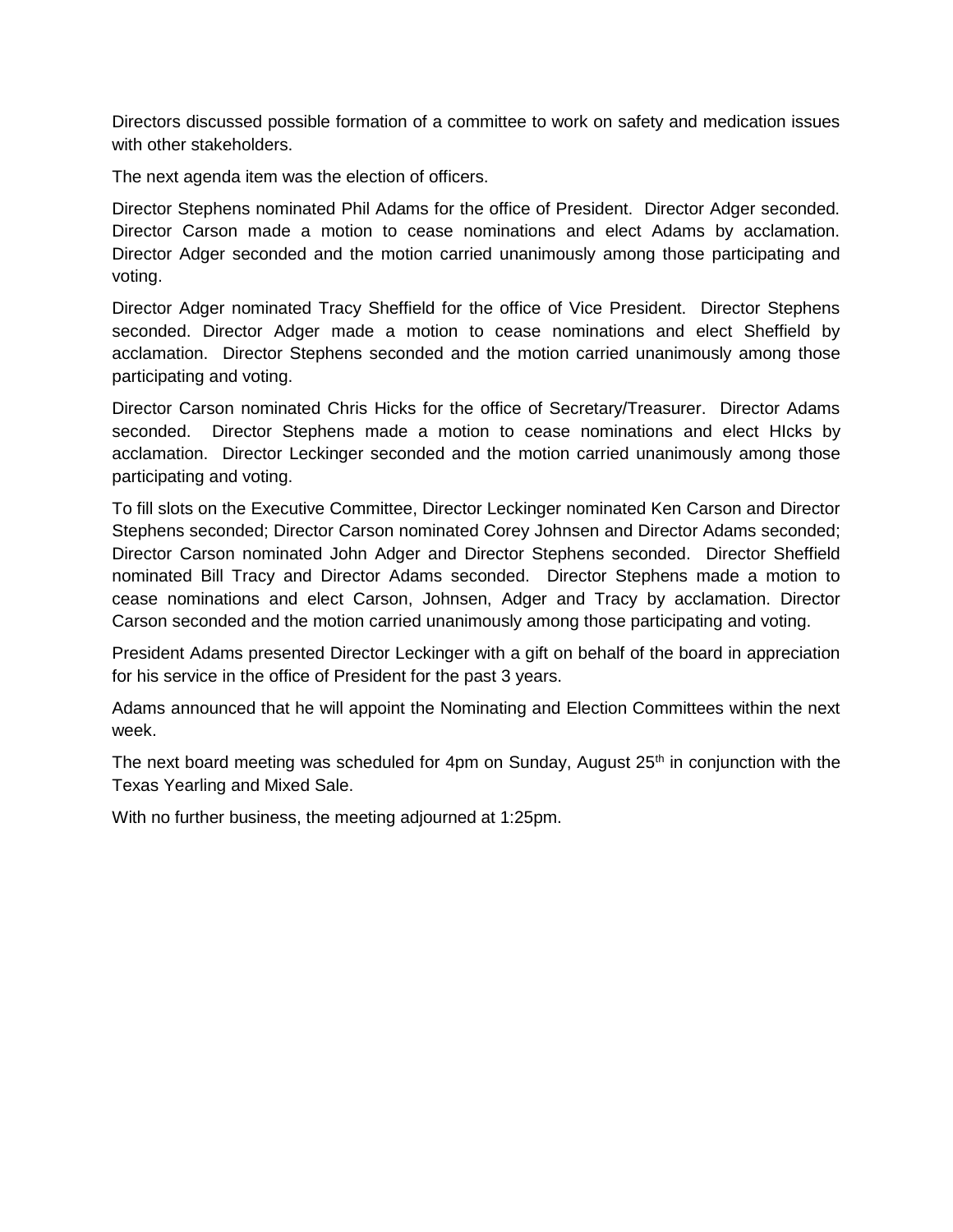Directors discussed possible formation of a committee to work on safety and medication issues with other stakeholders.

The next agenda item was the election of officers.

Director Stephens nominated Phil Adams for the office of President. Director Adger seconded. Director Carson made a motion to cease nominations and elect Adams by acclamation. Director Adger seconded and the motion carried unanimously among those participating and voting.

Director Adger nominated Tracy Sheffield for the office of Vice President. Director Stephens seconded. Director Adger made a motion to cease nominations and elect Sheffield by acclamation. Director Stephens seconded and the motion carried unanimously among those participating and voting.

Director Carson nominated Chris Hicks for the office of Secretary/Treasurer. Director Adams seconded. Director Stephens made a motion to cease nominations and elect HIcks by acclamation. Director Leckinger seconded and the motion carried unanimously among those participating and voting.

To fill slots on the Executive Committee, Director Leckinger nominated Ken Carson and Director Stephens seconded; Director Carson nominated Corey Johnsen and Director Adams seconded; Director Carson nominated John Adger and Director Stephens seconded. Director Sheffield nominated Bill Tracy and Director Adams seconded. Director Stephens made a motion to cease nominations and elect Carson, Johnsen, Adger and Tracy by acclamation. Director Carson seconded and the motion carried unanimously among those participating and voting.

President Adams presented Director Leckinger with a gift on behalf of the board in appreciation for his service in the office of President for the past 3 years.

Adams announced that he will appoint the Nominating and Election Committees within the next week.

The next board meeting was scheduled for 4pm on Sunday, August 25th in conjunction with the Texas Yearling and Mixed Sale.

With no further business, the meeting adjourned at 1:25pm.